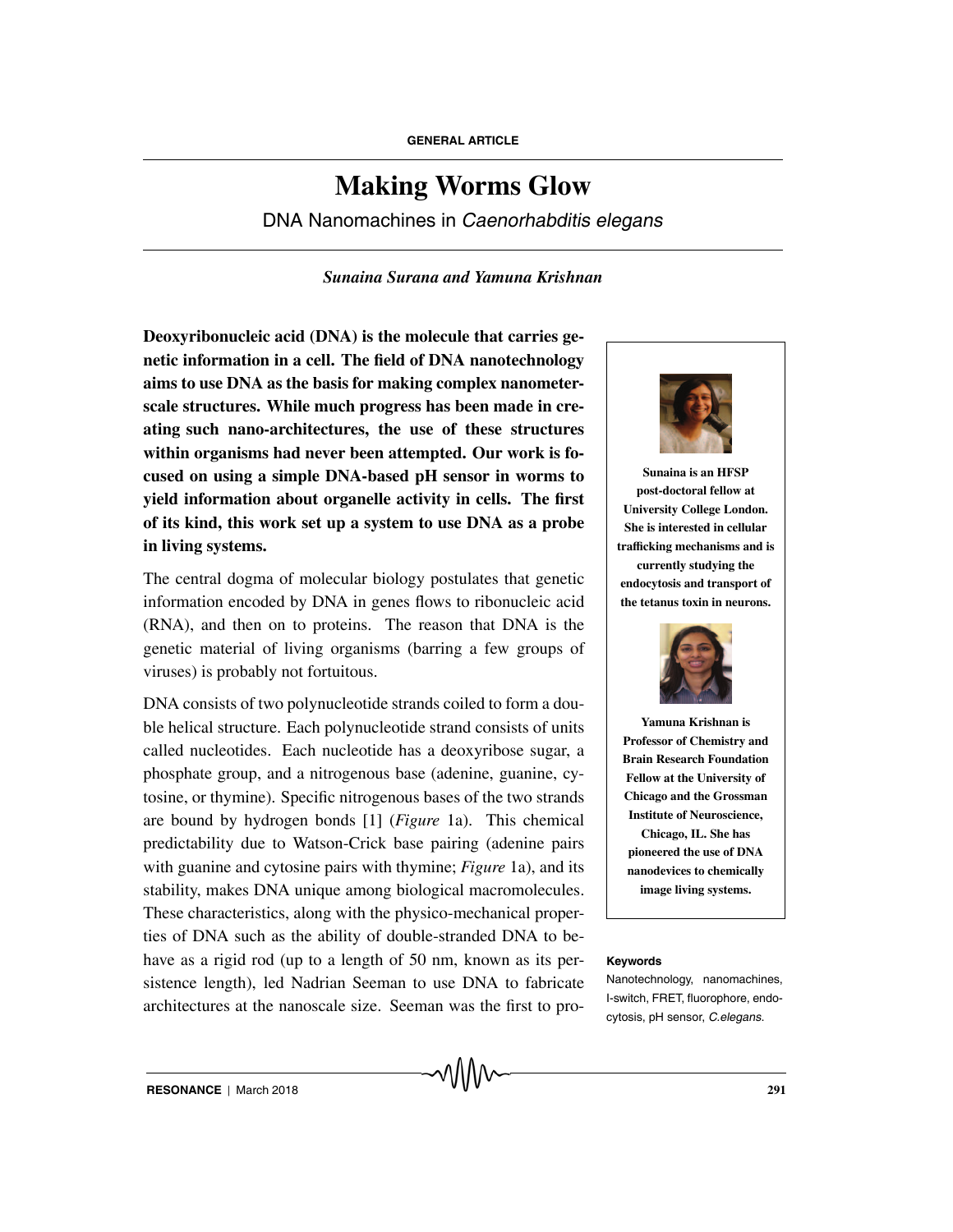# Making Worms Glow

## DNA Nanomachines in *Caenorhabditis elegans*

*Sunaina Surana and Yamuna Krishnan*

**Deoxyribonucleic acid (DNA) is the molecule that carries genetic information in a cell. The field of DNA nanotechnology aims to use DNA as the basis for making complex nanometer-scale structures. While much progress has been made in creating such nano-architectures, the use of these structures within organisms had never been attempted. Our work is focused on using a simple DNA-based pH sensor in worms to yield information about organelle activity in cells. The first of its kind, this work set up a system to use DNA as a probe in living systems.**

The central dogma of molecular biology postulates that genetic information encoded by DNA in genes flows to ribonucleic acid (RNA), and then on to proteins. The reason that DNA is the genetic material of living organisms (barring a few groups of viruses) is probably not fortuitous.

DNA consists of two polynucleotide strands coiled to form a double helical structure. Each polynucleotide strand consists of units called nucleotides. Each nucleotide has a deoxyribose sugar, a phosphate group, and a nitrogenous base (adenine, guanine, cytosine, or thymine). Specific nitrogenous bases of the two strands are bound by hydrogen bonds [1] (*Figure* 1a). This chemical predictability due to Watson-Crick base pairing (adenine pairs with guanine and cytosine pairs with thymine; *Figure* 1a), and its stability, makes DNA unique among biological macromolecules. These characteristics, along with the physico-mechanical properties of DNA such as the ability of double-stranded DNA to behave as a rigid rod (up to a length of 50 nm, known as its persistence length), led Nadrian Seeman to use DNA to fabricate architectures at the nanoscale size. Seeman was the first to pro-

**Sunaina is an HFSP post-doctoral fellow at University College London. She is interested in cellular trafficking mechanisms and is currently studying the endocytosis and transport of the tetanus toxin in neurons.**

**Yamuna Krishnan is Professor of Chemistry and Brain Research Foundation Fellow at the University of Chicago and the Grossman Institute of Neuroscience, Chicago, IL. She has pioneered the use of DNA nanodevices to chemically image living systems.**

**Keywords**

Nanotechnology, nanomachines, I-switch, FRET, fluorophore, endocytosis, pH sensor, *C.elegans*.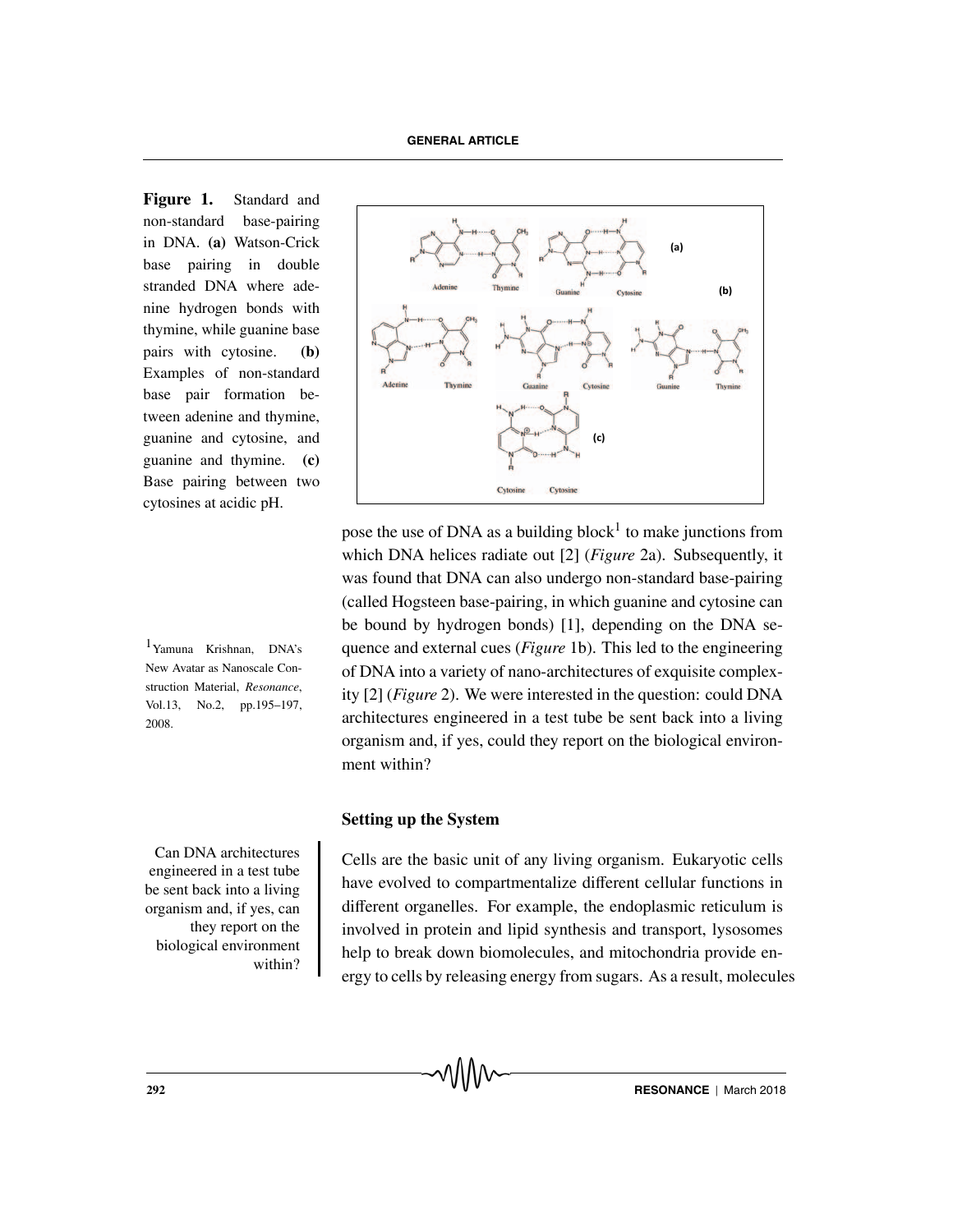**Figure 1.** Standard and non-standard base-pairing in DNA. **(a)** Watson-Crick base pairing in double stranded DNA where adenine hydrogen bonds with thymine, while guanine base pairs with cytosine. **(b)** Examples of non-standard base pair formation between adenine and thymine, guanine and cytosine, and guanine and thymine. **(c)** Base pairing between two cytosines at acidic pH.

pose the use of DNA as a building block[1] to make junctions from which DNA helices radiate out [2] (*Figure* 2a). Subsequently, it was found that DNA can also undergo non-standard base-pairing (called Hogsteen base-pairing, in which guanine and cytosine can be bound by hydrogen bonds) [1], depending on the DNA sequence and external cues (*Figure* 1b). This led to the engineering of DNA into a variety of nano-architectures of exquisite complexity [2] (*Figure* 2). We were interested in the question: could DNA architectures engineered in a test tube be sent back into a living organism and, if yes, could they report on the biological environment within?

[1] Yamuna Krishnan, DNA's New Avatar as Nanoscale Construction Material, *Resonance*, Vol.13, No.2, pp.195–197, 2008.

## Setting up the System

Can DNA architectures engineered in a test tube be sent back into a living organism and, if yes, can they report on the biological environment within?

Cells are the basic unit of any living organism. Eukaryotic cells have evolved to compartmentalize different cellular functions in different organelles. For example, the endoplasmic reticulum is involved in protein and lipid synthesis and transport, lysosomes help to break down biomolecules, and mitochondria provide energy to cells by releasing energy from sugars. As a result, molecules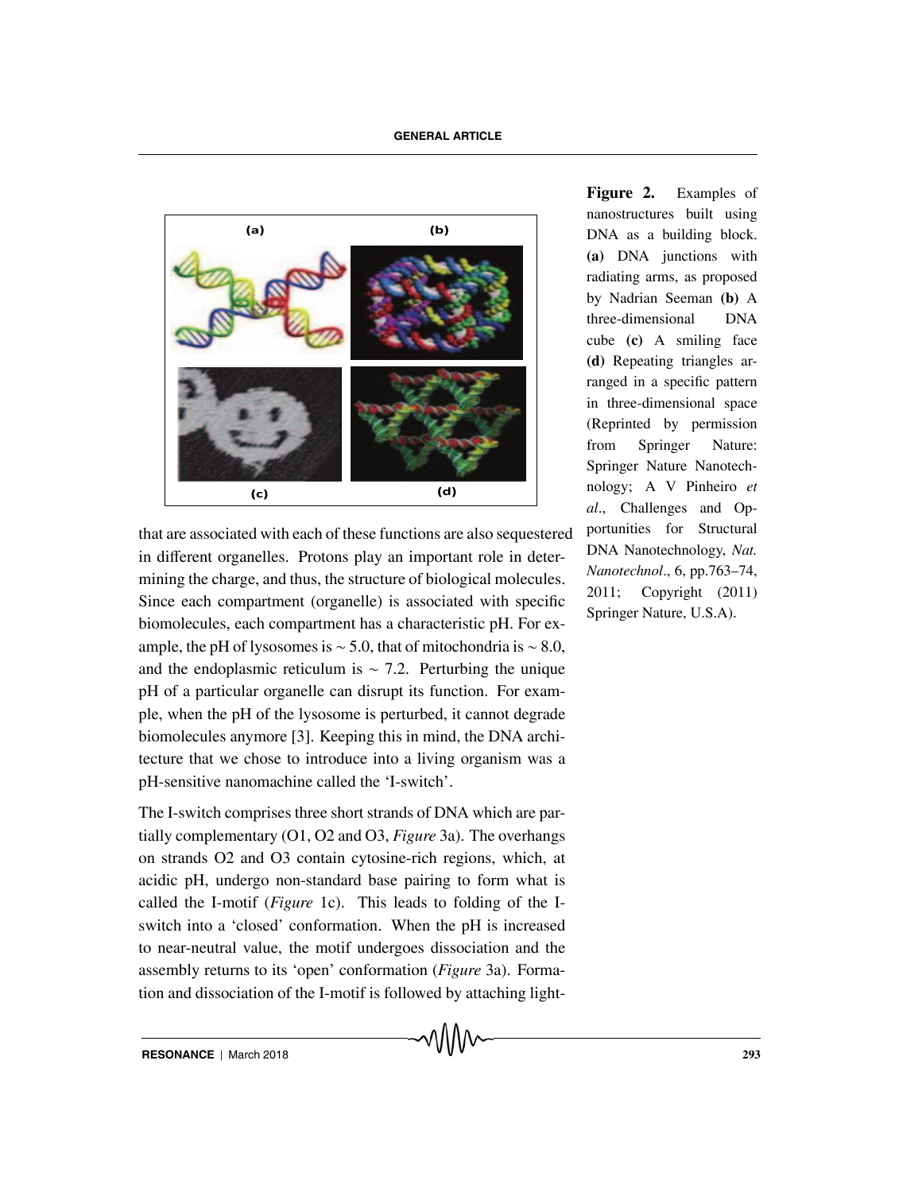(a) (b) (c) (d)

**Figure 2.** Examples of nanostructures built using DNA as a building block. **(a)** DNA junctions with radiating arms, as proposed by Nadrian Seeman **(b)** A three-dimensional DNA cube **(c)** A smiling face **(d)** Repeating triangles arranged in a specific pattern in three-dimensional space (Reprinted by permission from Springer Nature: Springer Nature Nanotechnology; A V Pinheiro *et al*., Challenges and Opportunities for Structural DNA Nanotechnology, *Nat. Nanotechnol*., 6, pp.763–74, 2011; Copyright (2011) Springer Nature, U.S.A).

that are associated with each of these functions are also sequestered in different organelles. Protons play an important role in determining the charge, and thus, the structure of biological molecules. Since each compartment (organelle) is associated with specific biomolecules, each compartment has a characteristic pH. For example, the pH of lysosomes is ~ 5.0, that of mitochondria is ~ 8.0, and the endoplasmic reticulum is ~ 7.2. Perturbing the unique pH of a particular organelle can disrupt its function. For example, when the pH of the lysosome is perturbed, it cannot degrade biomolecules anymore [3]. Keeping this in mind, the DNA architecture that we chose to introduce into a living organism was a pH-sensitive nanomachine called the 'I-switch'.

The I-switch comprises three short strands of DNA which are partially complementary (O1, O2 and O3, *Figure* 3a). The overhangs on strands O2 and O3 contain cytosine-rich regions, which, at acidic pH, undergo non-standard base pairing to form what is called the I-motif (*Figure* 1c). This leads to folding of the I-switch into a 'closed' conformation. When the pH is increased to near-neutral value, the motif undergoes dissociation and the assembly returns to its 'open' conformation (*Figure* 3a). Formation and dissociation of the I-motif is followed by attaching light-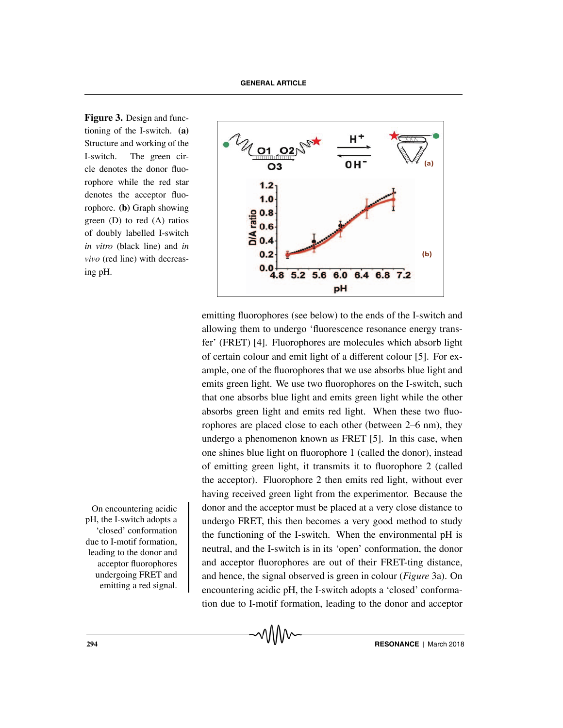**Figure 3.** Design and functioning of the I-switch. **(a)** Structure and working of the I-switch. The green circle denotes the donor fluorophore while the red star denotes the acceptor fluorophore. **(b)** Graph showing green (D) to red (A) ratios of doubly labelled I-switch *in vitro* (black line) and *in vivo* (red line) with decreasing pH.

O1 O2

O3

$H^+$

$OH^-$

(a)

D/A ratio

1.2
1.0
0.8
0.6
0.4
0.2
0.0

4.8 5.2 5.6 6.0 6.4 6.8 7.2

pH

(b)

emitting fluorophores (see below) to the ends of the I-switch and allowing them to undergo 'fluorescence resonance energy transfer' (FRET) [4]. Fluorophores are molecules which absorb light of certain colour and emit light of a different colour [5]. For example, one of the fluorophores that we use absorbs blue light and emits green light. We use two fluorophores on the I-switch, such that one absorbs blue light and emits green light while the other absorbs green light and emits red light. When these two fluorophores are placed close to each other (between 2–6 nm), they undergo a phenomenon known as FRET [5]. In this case, when one shines blue light on fluorophore 1 (called the donor), instead of emitting green light, it transmits it to fluorophore 2 (called the acceptor). Fluorophore 2 then emits red light, without ever having received green light from the experimentor. Because the donor and the acceptor must be placed at a very close distance to undergo FRET, this then becomes a very good method to study the functioning of the I-switch. When the environmental pH is neutral, and the I-switch is in its 'open' conformation, the donor and acceptor fluorophores are out of their FRET-ting distance, and hence, the signal observed is green in colour (*Figure* 3a). On encountering acidic pH, the I-switch adopts a 'closed' conformation due to I-motif formation, leading to the donor and acceptor

On encountering acidic pH, the I-switch adopts a 'closed' conformation due to I-motif formation, leading to the donor and acceptor fluorophores undergoing FRET and emitting a red signal.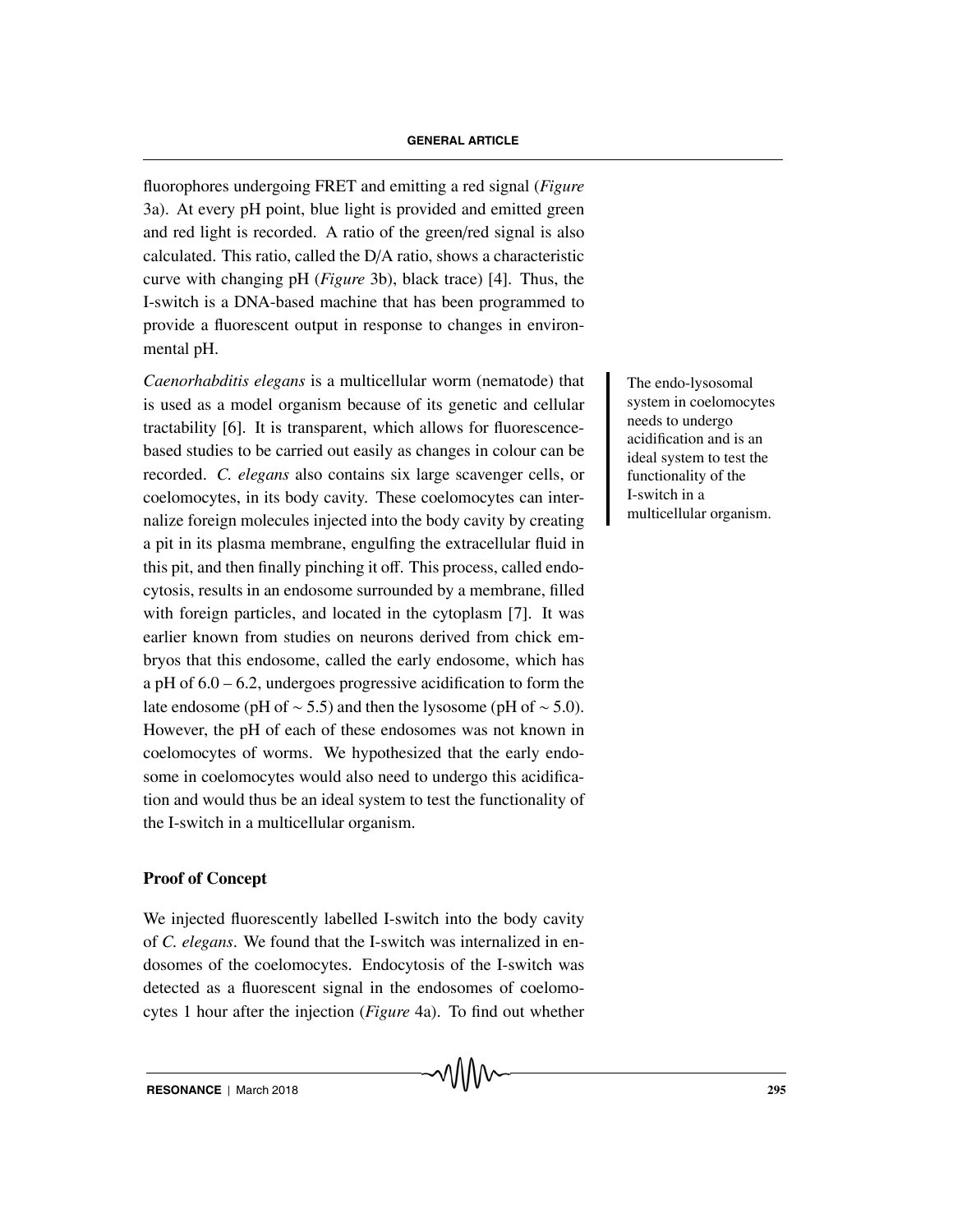fluorophores undergoing FRET and emitting a red signal (*Figure* 3a). At every pH point, blue light is provided and emitted green and red light is recorded. A ratio of the green/red signal is also calculated. This ratio, called the D/A ratio, shows a characteristic curve with changing pH (*Figure* 3b), black trace) [4]. Thus, the I-switch is a DNA-based machine that has been programmed to provide a fluorescent output in response to changes in environmental pH.

*Caenorhabditis elegans* is a multicellular worm (nematode) that is used as a model organism because of its genetic and cellular tractability [6]. It is transparent, which allows for fluorescence-based studies to be carried out easily as changes in colour can be recorded. *C. elegans* also contains six large scavenger cells, or coelomocytes, in its body cavity. These coelomocytes can internalize foreign molecules injected into the body cavity by creating a pit in its plasma membrane, engulfing the extracellular fluid in this pit, and then finally pinching it off. This process, called endocytosis, results in an endosome surrounded by a membrane, filled with foreign particles, and located in the cytoplasm [7]. It was earlier known from studies on neurons derived from chick embryos that this endosome, called the early endosome, which has a pH of 6.0 – 6.2, undergoes progressive acidification to form the late endosome (pH of ~ 5.5) and then the lysosome (pH of ~ 5.0). However, the pH of each of these endosomes was not known in coelomocytes of worms. We hypothesized that the early endosome in coelomocytes would also need to undergo this acidification and would thus be an ideal system to test the functionality of the I-switch in a multicellular organism.

The endo-lysosomal system in coelomocytes needs to undergo acidification and is an ideal system to test the functionality of the I-switch in a multicellular organism.

## Proof of Concept

We injected fluorescently labelled I-switch into the body cavity of *C. elegans*. We found that the I-switch was internalized in endosomes of the coelomocytes. Endocytosis of the I-switch was detected as a fluorescent signal in the endosomes of coelomocytes 1 hour after the injection (*Figure* 4a). To find out whether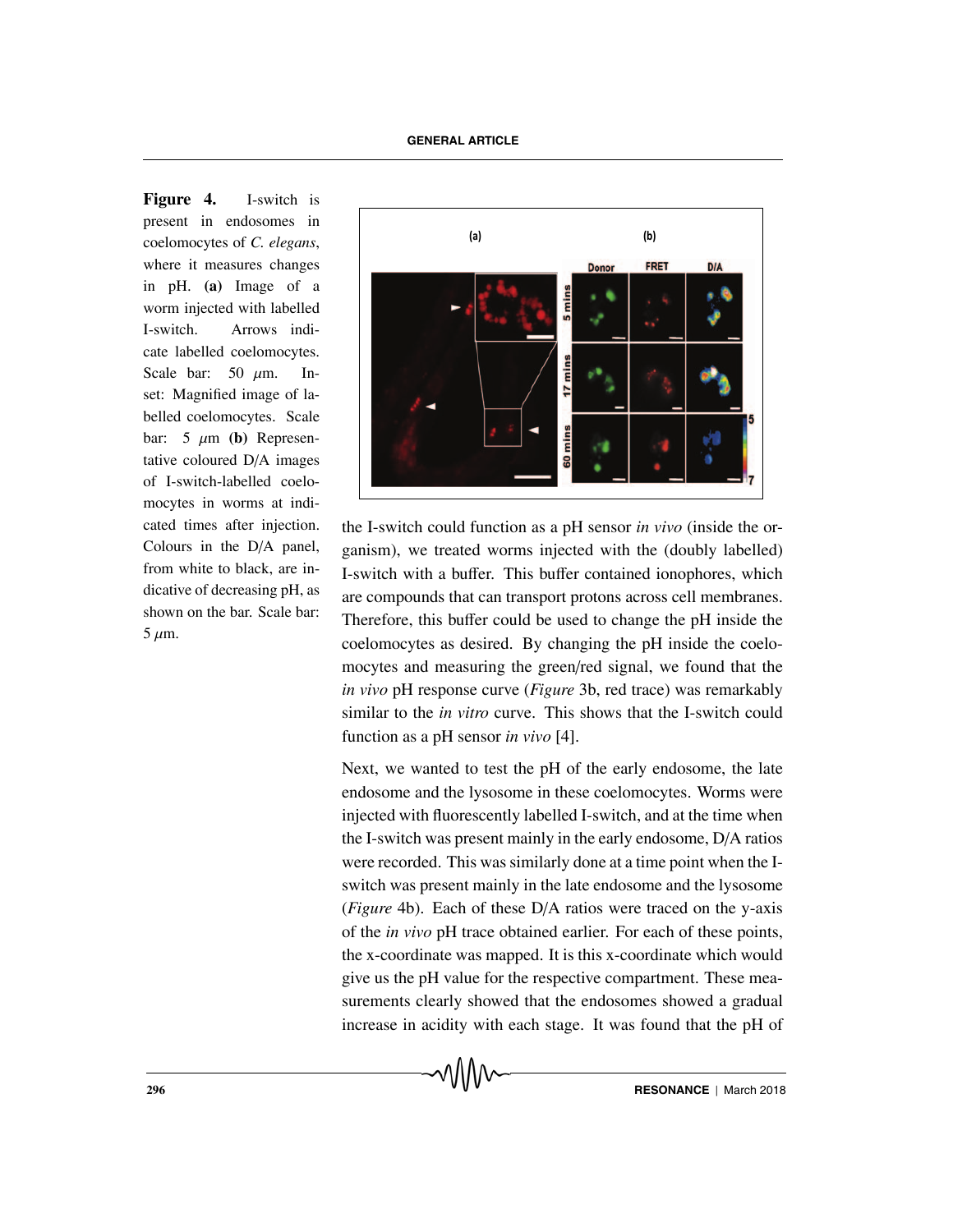**Figure 4.** I-switch is present in endosomes in coelomocytes of *C. elegans*, where it measures changes in pH. **(a)** Image of a worm injected with labelled I-switch. Arrows indicate labelled coelomocytes. Scale bar: 50 $\mu$m. Inset: Magnified image of labelled coelomocytes. Scale bar: 5 $\mu$m **(b)** Representative coloured D/A images of I-switch-labelled coelomocytes in worms at indicated times after injection. Colours in the D/A panel, from white to black, are indicative of decreasing pH, as shown on the bar. Scale bar: 5 $\mu$m.

the I-switch could function as a pH sensor *in vivo* (inside the organism), we treated worms injected with the (doubly labelled) I-switch with a buffer. This buffer contained ionophores, which are compounds that can transport protons across cell membranes. Therefore, this buffer could be used to change the pH inside the coelomocytes as desired. By changing the pH inside the coelomocytes and measuring the green/red signal, we found that the *in vivo* pH response curve (*Figure* 3b, red trace) was remarkably similar to the *in vitro* curve. This shows that the I-switch could function as a pH sensor *in vivo* [4].

Next, we wanted to test the pH of the early endosome, the late endosome and the lysosome in these coelomocytes. Worms were injected with fluorescently labelled I-switch, and at the time when the I-switch was present mainly in the early endosome, D/A ratios were recorded. This was similarly done at a time point when the I-switch was present mainly in the late endosome and the lysosome (*Figure* 4b). Each of these D/A ratios were traced on the y-axis of the *in vivo* pH trace obtained earlier. For each of these points, the x-coordinate was mapped. It is this x-coordinate which would give us the pH value for the respective compartment. These measurements clearly showed that the endosomes showed a gradual increase in acidity with each stage. It was found that the pH of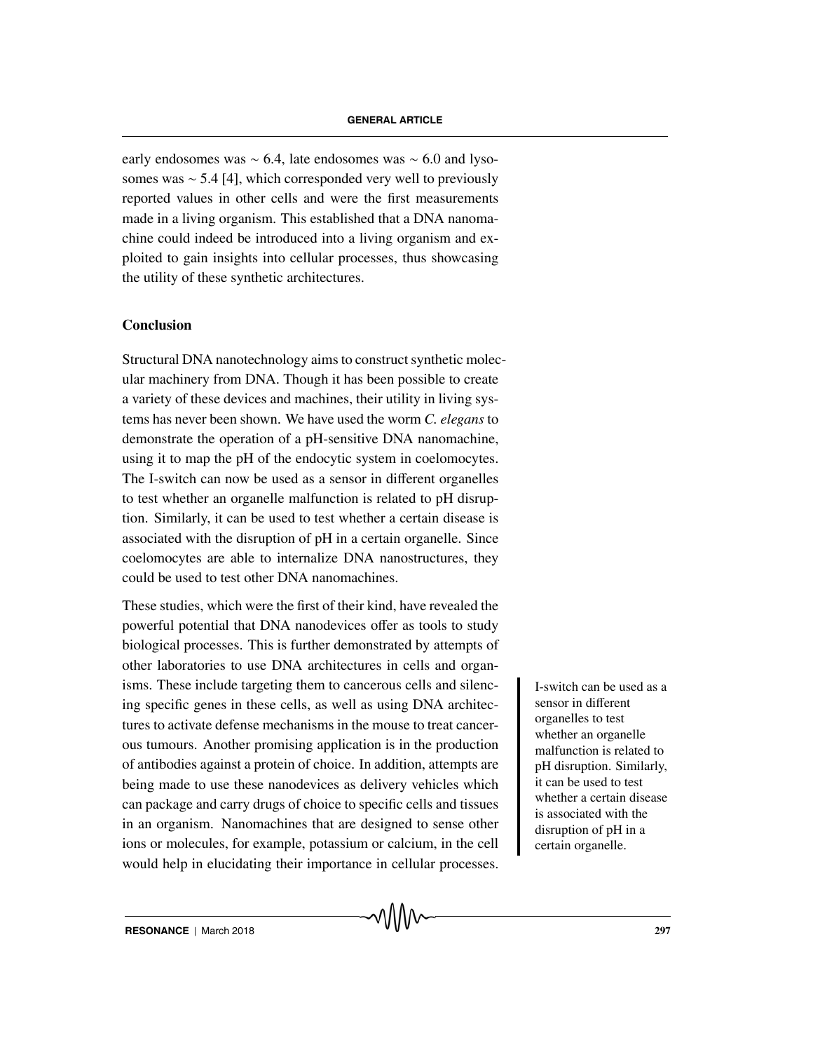early endosomes was ~ 6.4, late endosomes was ~ 6.0 and lysosomes was ~ 5.4 [4], which corresponded very well to previously reported values in other cells and were the first measurements made in a living organism. This established that a DNA nanomachine could indeed be introduced into a living organism and exploited to gain insights into cellular processes, thus showcasing the utility of these synthetic architectures.

## Conclusion

Structural DNA nanotechnology aims to construct synthetic molecular machinery from DNA. Though it has been possible to create a variety of these devices and machines, their utility in living systems has never been shown. We have used the worm *C. elegans* to demonstrate the operation of a pH-sensitive DNA nanomachine, using it to map the pH of the endocytic system in coelomocytes. The I-switch can now be used as a sensor in different organelles to test whether an organelle malfunction is related to pH disruption. Similarly, it can be used to test whether a certain disease is associated with the disruption of pH in a certain organelle. Since coelomocytes are able to internalize DNA nanostructures, they could be used to test other DNA nanomachines.

These studies, which were the first of their kind, have revealed the powerful potential that DNA nanodevices offer as tools to study biological processes. This is further demonstrated by attempts of other laboratories to use DNA architectures in cells and organisms. These include targeting them to cancerous cells and silencing specific genes in these cells, as well as using DNA architectures to activate defense mechanisms in the mouse to treat cancerous tumours. Another promising application is in the production of antibodies against a protein of choice. In addition, attempts are being made to use these nanodevices as delivery vehicles which can package and carry drugs of choice to specific cells and tissues in an organism. Nanomachines that are designed to sense other ions or molecules, for example, potassium or calcium, in the cell would help in elucidating their importance in cellular processes.

I-switch can be used as a sensor in different organelles to test whether an organelle malfunction is related to pH disruption. Similarly, it can be used to test whether a certain disease is associated with the disruption of pH in a certain organelle.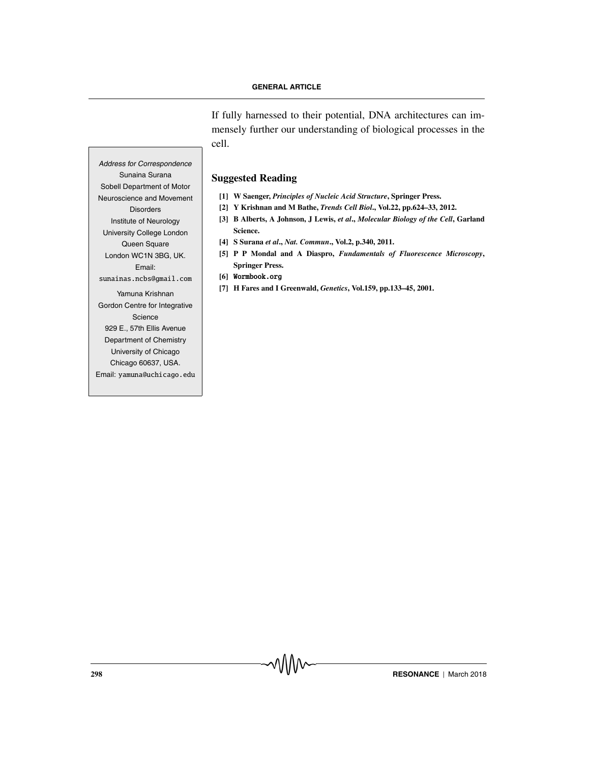If fully harnessed to their potential, DNA architectures can immensely further our understanding of biological processes in the cell.

*Address for Correspondence*
Sunaina Surana
Sobell Department of Motor Neuroscience and Movement Disorders
Institute of Neurology
University College London
Queen Square
London WC1N 3BG, UK.
Email:
sunainas.ncbs@gmail.com

Yamuna Krishnan
Gordon Centre for Integrative Science
929 E., 57th Ellis Avenue
Department of Chemistry
University of Chicago
Chicago 60637, USA.
Email: yamuna@uchicago.edu

## Suggested Reading

**[1] W Saenger, *Principles of Nucleic Acid Structure*, Springer Press.**

**[2] Y Krishnan and M Bathe, *Trends Cell Biol*., Vol.22, pp.624–33, 2012.**

**[3] B Alberts, A Johnson, J Lewis, *et al*., *Molecular Biology of the Cell*, Garland Science.**

**[4] S Surana *et al*., *Nat. Commun*., Vol.2, p.340, 2011.**

**[5] P P Mondal and A Diaspro, *Fundamentals of Fluorescence Microscopy*, Springer Press.**

**[6] Wormbook.org**

**[7] H Fares and I Greenwald, *Genetics*, Vol.159, pp.133–45, 2001.**